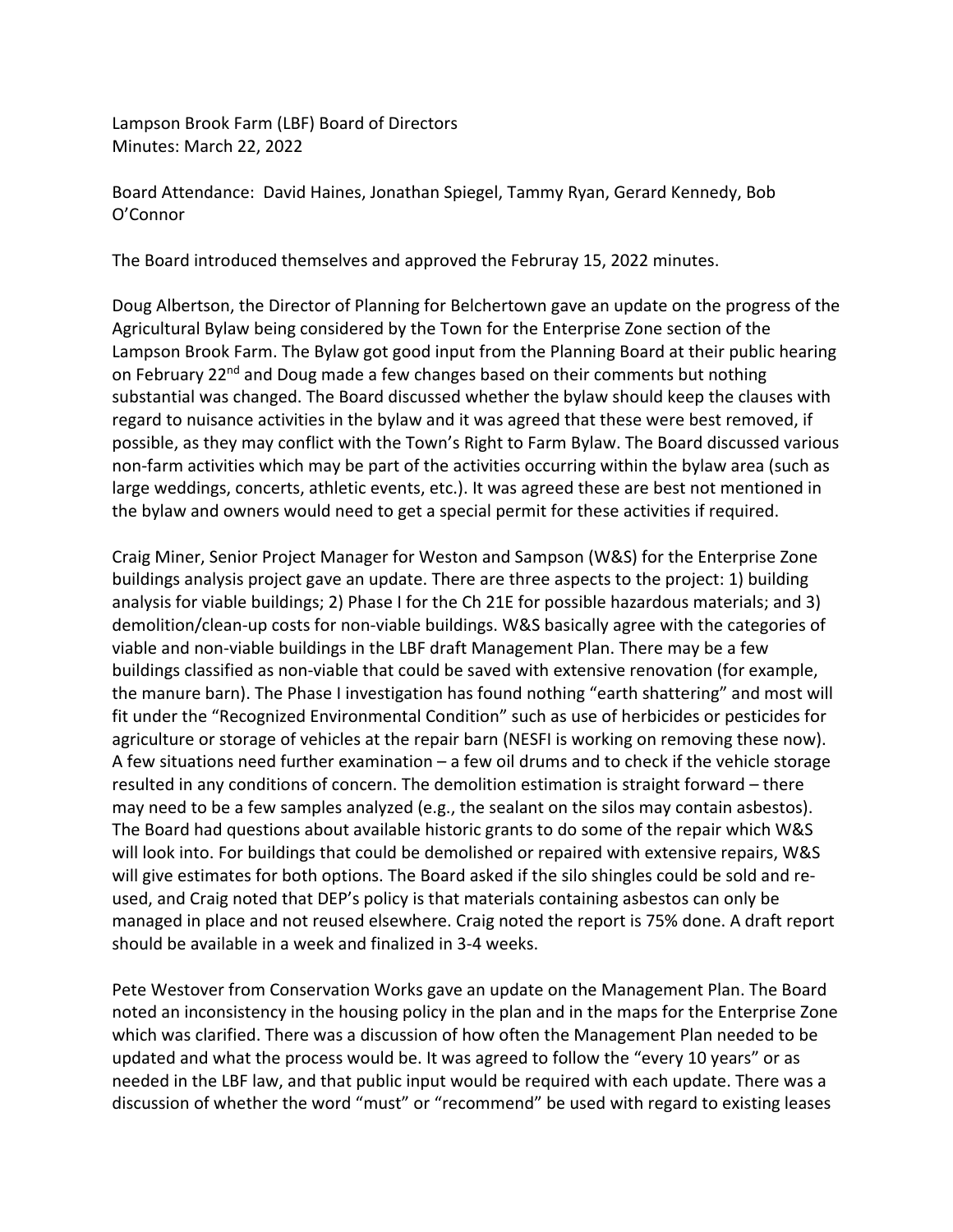Lampson Brook Farm (LBF) Board of Directors
Minutes: March 22, 2022

Board Attendance: David Haines, Jonathan Spiegel, Tammy Ryan, Gerard Kennedy, Bob O'Connor

The Board introduced themselves and approved the Februray 15, 2022 minutes.

Doug Albertson, the Director of Planning for Belchertown gave an update on the progress of the Agricultural Bylaw being considered by the Town for the Enterprise Zone section of the Lampson Brook Farm. The Bylaw got good input from the Planning Board at their public hearing on February 22nd and Doug made a few changes based on their comments but nothing substantial was changed. The Board discussed whether the bylaw should keep the clauses with regard to nuisance activities in the bylaw and it was agreed that these were best removed, if possible, as they may conflict with the Town's Right to Farm Bylaw. The Board discussed various non-farm activities which may be part of the activities occurring within the bylaw area (such as large weddings, concerts, athletic events, etc.). It was agreed these are best not mentioned in the bylaw and owners would need to get a special permit for these activities if required.

Craig Miner, Senior Project Manager for Weston and Sampson (W&S) for the Enterprise Zone buildings analysis project gave an update. There are three aspects to the project: 1) building analysis for viable buildings; 2) Phase I for the Ch 21E for possible hazardous materials; and 3) demolition/clean-up costs for non-viable buildings. W&S basically agree with the categories of viable and non-viable buildings in the LBF draft Management Plan. There may be a few buildings classified as non-viable that could be saved with extensive renovation (for example, the manure barn). The Phase I investigation has found nothing "earth shattering" and most will fit under the "Recognized Environmental Condition" such as use of herbicides or pesticides for agriculture or storage of vehicles at the repair barn (NESFI is working on removing these now). A few situations need further examination – a few oil drums and to check if the vehicle storage resulted in any conditions of concern. The demolition estimation is straight forward – there may need to be a few samples analyzed (e.g., the sealant on the silos may contain asbestos). The Board had questions about available historic grants to do some of the repair which W&S will look into. For buildings that could be demolished or repaired with extensive repairs, W&S will give estimates for both options. The Board asked if the silo shingles could be sold and re-used, and Craig noted that DEP's policy is that materials containing asbestos can only be managed in place and not reused elsewhere. Craig noted the report is 75% done. A draft report should be available in a week and finalized in 3-4 weeks.

Pete Westover from Conservation Works gave an update on the Management Plan. The Board noted an inconsistency in the housing policy in the plan and in the maps for the Enterprise Zone which was clarified. There was a discussion of how often the Management Plan needed to be updated and what the process would be. It was agreed to follow the "every 10 years" or as needed in the LBF law, and that public input would be required with each update. There was a discussion of whether the word "must" or "recommend" be used with regard to existing leases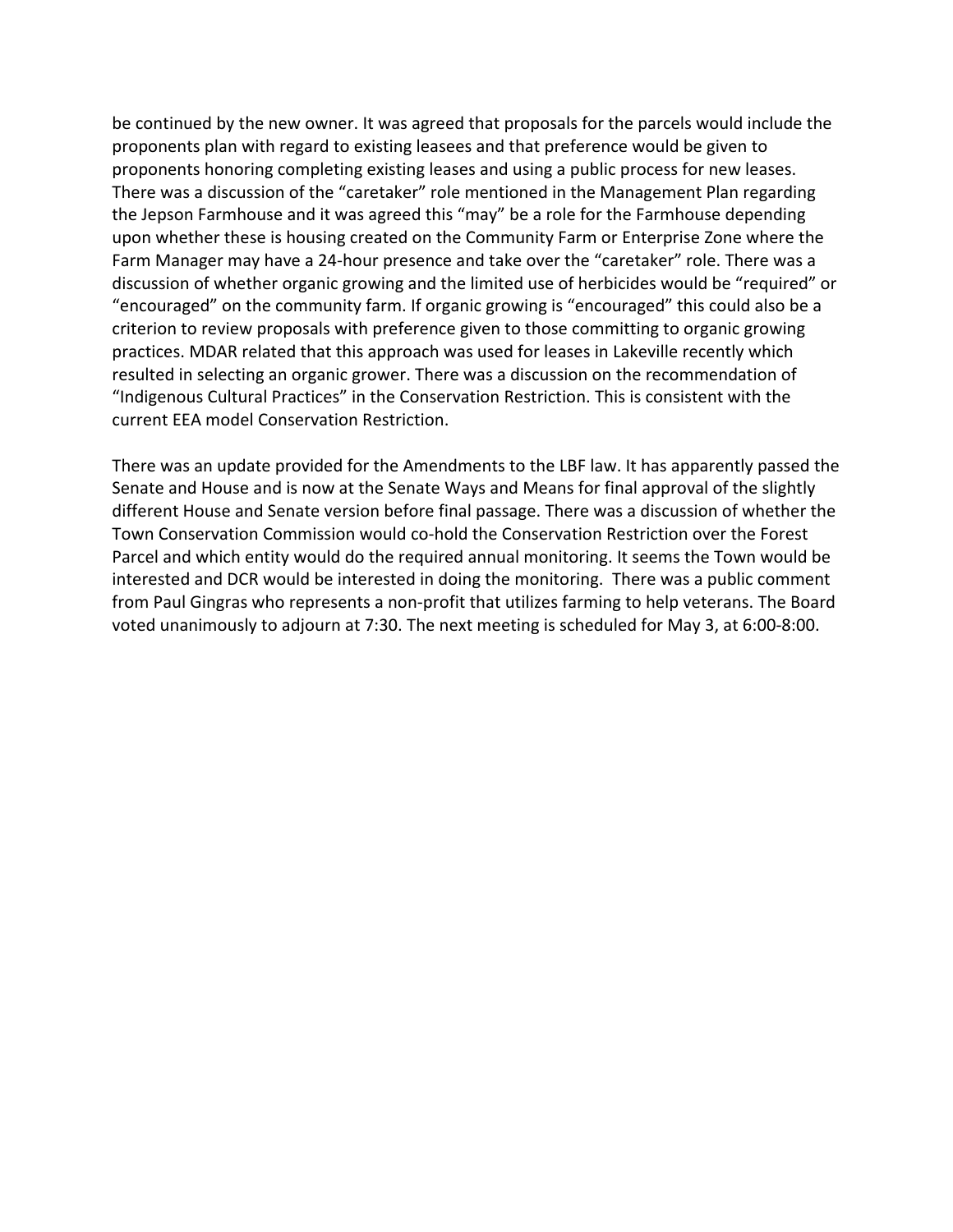be continued by the new owner. It was agreed that proposals for the parcels would include the proponents plan with regard to existing leasees and that preference would be given to proponents honoring completing existing leases and using a public process for new leases. There was a discussion of the "caretaker" role mentioned in the Management Plan regarding the Jepson Farmhouse and it was agreed this "may" be a role for the Farmhouse depending upon whether these is housing created on the Community Farm or Enterprise Zone where the Farm Manager may have a 24-hour presence and take over the "caretaker" role. There was a discussion of whether organic growing and the limited use of herbicides would be "required" or "encouraged" on the community farm. If organic growing is "encouraged" this could also be a criterion to review proposals with preference given to those committing to organic growing practices. MDAR related that this approach was used for leases in Lakeville recently which resulted in selecting an organic grower. There was a discussion on the recommendation of "Indigenous Cultural Practices" in the Conservation Restriction. This is consistent with the current EEA model Conservation Restriction.

There was an update provided for the Amendments to the LBF law. It has apparently passed the Senate and House and is now at the Senate Ways and Means for final approval of the slightly different House and Senate version before final passage. There was a discussion of whether the Town Conservation Commission would co-hold the Conservation Restriction over the Forest Parcel and which entity would do the required annual monitoring. It seems the Town would be interested and DCR would be interested in doing the monitoring. There was a public comment from Paul Gingras who represents a non-profit that utilizes farming to help veterans. The Board voted unanimously to adjourn at 7:30. The next meeting is scheduled for May 3, at 6:00-8:00.